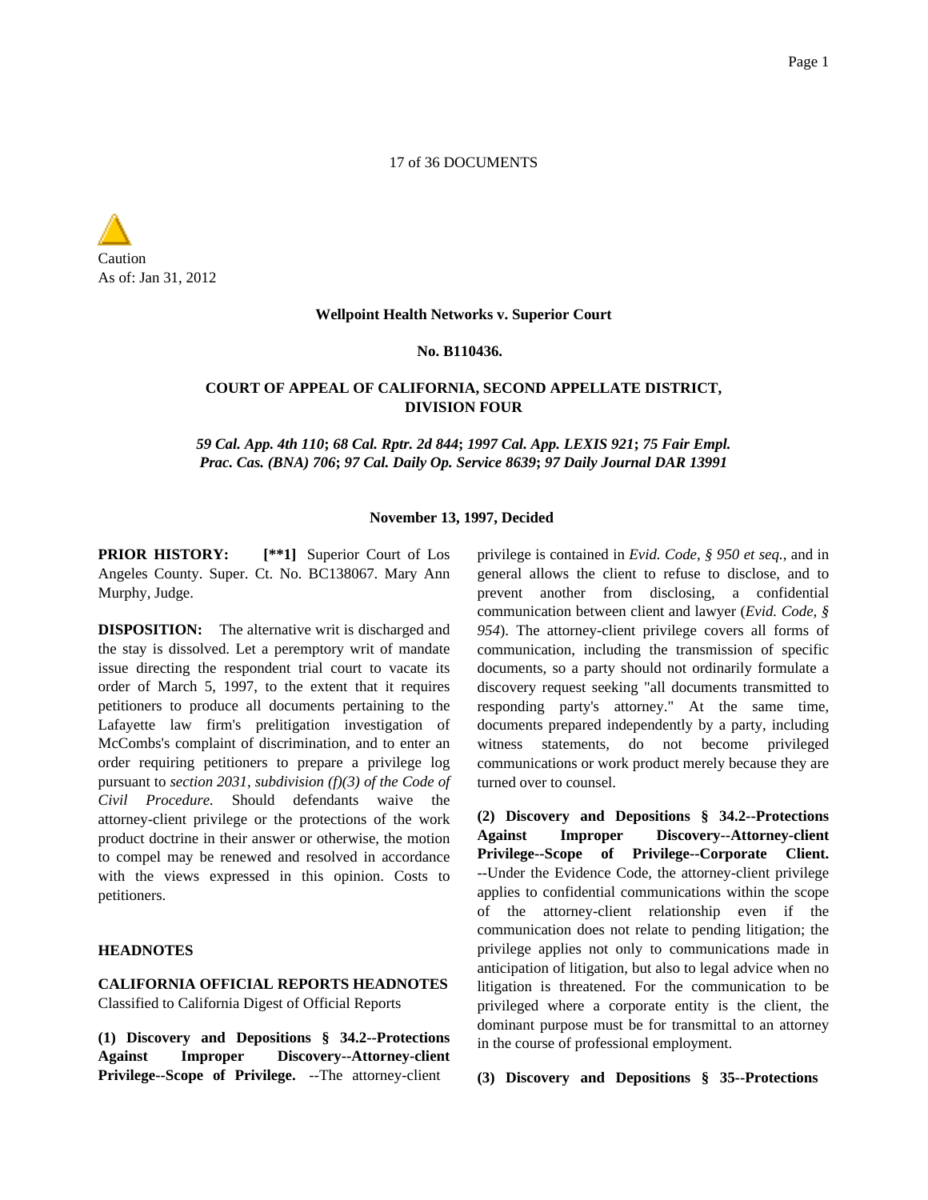17 of 36 DOCUMENTS

Caution
As of: Jan 31, 2012

**Wellpoint Health Networks v. Superior Court**

**No. B110436.**

**COURT OF APPEAL OF CALIFORNIA, SECOND APPELLATE DISTRICT, DIVISION FOUR**

***59 Cal. App. 4th 110*; *68 Cal. Rptr. 2d 844*; *1997 Cal. App. LEXIS 921*; *75 Fair Empl. Prac. Cas. (BNA) 706*; *97 Cal. Daily Op. Service 8639*; *97 Daily Journal DAR 13991***

**November 13, 1997, Decided**

**PRIOR HISTORY:** **[**1]** Superior Court of Los Angeles County. Super. Ct. No. BC138067. Mary Ann Murphy, Judge.

**DISPOSITION:** The alternative writ is discharged and the stay is dissolved. Let a peremptory writ of mandate issue directing the respondent trial court to vacate its order of March 5, 1997, to the extent that it requires petitioners to produce all documents pertaining to the Lafayette law firm's prelitigation investigation of McCombs's complaint of discrimination, and to enter an order requiring petitioners to prepare a privilege log pursuant to *section 2031, subdivision (f)(3) of the Code of Civil Procedure.* Should defendants waive the attorney-client privilege or the protections of the work product doctrine in their answer or otherwise, the motion to compel may be renewed and resolved in accordance with the views expressed in this opinion. Costs to petitioners.

**HEADNOTES**

**CALIFORNIA OFFICIAL REPORTS HEADNOTES**
Classified to California Digest of Official Reports

**(1) Discovery and Depositions § 34.2--Protections Against Improper Discovery--Attorney-client Privilege--Scope of Privilege.** --The attorney-client privilege is contained in *Evid. Code, § 950 et seq.*, and in general allows the client to refuse to disclose, and to prevent another from disclosing, a confidential communication between client and lawyer (*Evid. Code, § 954*). The attorney-client privilege covers all forms of communication, including the transmission of specific documents, so a party should not ordinarily formulate a discovery request seeking "all documents transmitted to responding party's attorney." At the same time, documents prepared independently by a party, including witness statements, do not become privileged communications or work product merely because they are turned over to counsel.

**(2) Discovery and Depositions § 34.2--Protections Against Improper Discovery--Attorney-client Privilege--Scope of Privilege--Corporate Client.** --Under the Evidence Code, the attorney-client privilege applies to confidential communications within the scope of the attorney-client relationship even if the communication does not relate to pending litigation; the privilege applies not only to communications made in anticipation of litigation, but also to legal advice when no litigation is threatened. For the communication to be privileged where a corporate entity is the client, the dominant purpose must be for transmittal to an attorney in the course of professional employment.

**(3) Discovery and Depositions § 35--Protections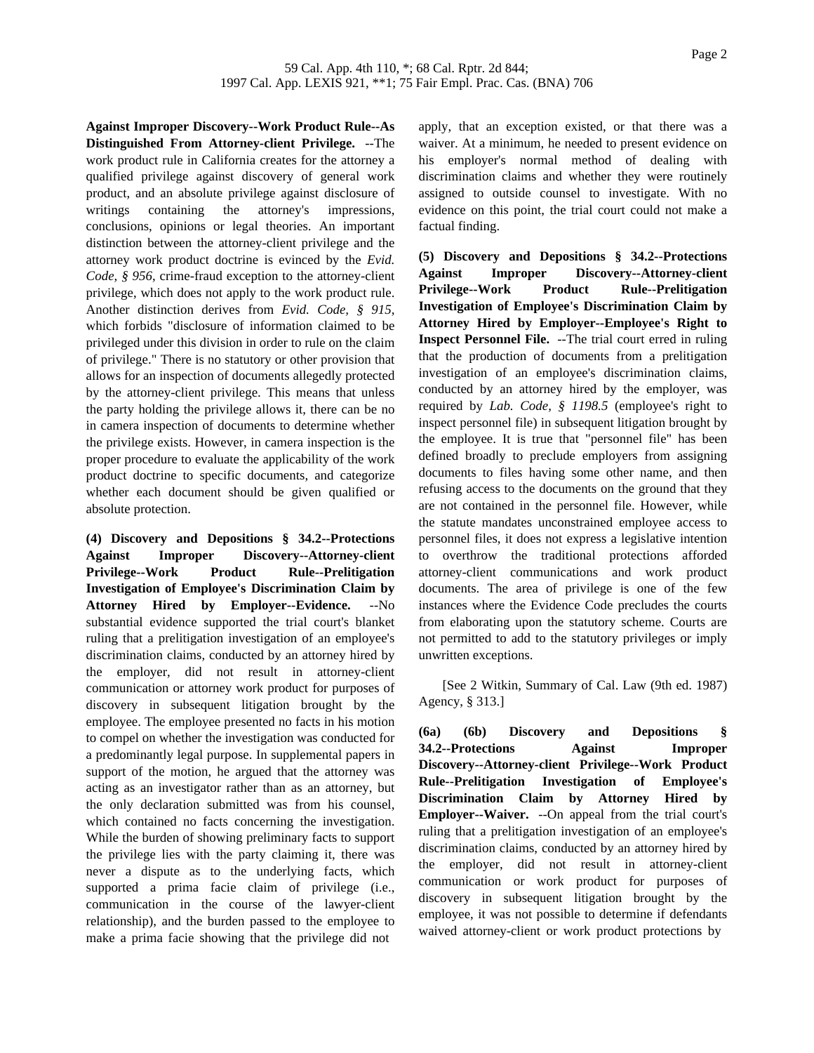**Against Improper Discovery--Work Product Rule--As Distinguished From Attorney-client Privilege.** --The work product rule in California creates for the attorney a qualified privilege against discovery of general work product, and an absolute privilege against disclosure of writings containing the attorney's impressions, conclusions, opinions or legal theories. An important distinction between the attorney-client privilege and the attorney work product doctrine is evinced by the *Evid. Code, § 956*, crime-fraud exception to the attorney-client privilege, which does not apply to the work product rule. Another distinction derives from *Evid. Code, § 915*, which forbids "disclosure of information claimed to be privileged under this division in order to rule on the claim of privilege." There is no statutory or other provision that allows for an inspection of documents allegedly protected by the attorney-client privilege. This means that unless the party holding the privilege allows it, there can be no in camera inspection of documents to determine whether the privilege exists. However, in camera inspection is the proper procedure to evaluate the applicability of the work product doctrine to specific documents, and categorize whether each document should be given qualified or absolute protection.

**(4) Discovery and Depositions § 34.2--Protections Against Improper Discovery--Attorney-client Privilege--Work Product Rule--Prelitigation Investigation of Employee's Discrimination Claim by Attorney Hired by Employer--Evidence.** --No substantial evidence supported the trial court's blanket ruling that a prelitigation investigation of an employee's discrimination claims, conducted by an attorney hired by the employer, did not result in attorney-client communication or attorney work product for purposes of discovery in subsequent litigation brought by the employee. The employee presented no facts in his motion to compel on whether the investigation was conducted for a predominantly legal purpose. In supplemental papers in support of the motion, he argued that the attorney was acting as an investigator rather than as an attorney, but the only declaration submitted was from his counsel, which contained no facts concerning the investigation. While the burden of showing preliminary facts to support the privilege lies with the party claiming it, there was never a dispute as to the underlying facts, which supported a prima facie claim of privilege (i.e., communication in the course of the lawyer-client relationship), and the burden passed to the employee to make a prima facie showing that the privilege did not apply, that an exception existed, or that there was a waiver. At a minimum, he needed to present evidence on his employer's normal method of dealing with discrimination claims and whether they were routinely assigned to outside counsel to investigate. With no evidence on this point, the trial court could not make a factual finding.

**(5) Discovery and Depositions § 34.2--Protections Against Improper Discovery--Attorney-client Privilege--Work Product Rule--Prelitigation Investigation of Employee's Discrimination Claim by Attorney Hired by Employer--Employee's Right to Inspect Personnel File.** --The trial court erred in ruling that the production of documents from a prelitigation investigation of an employee's discrimination claims, conducted by an attorney hired by the employer, was required by *Lab. Code, § 1198.5* (employee's right to inspect personnel file) in subsequent litigation brought by the employee. It is true that "personnel file" has been defined broadly to preclude employers from assigning documents to files having some other name, and then refusing access to the documents on the ground that they are not contained in the personnel file. However, while the statute mandates unconstrained employee access to personnel files, it does not express a legislative intention to overthrow the traditional protections afforded attorney-client communications and work product documents. The area of privilege is one of the few instances where the Evidence Code precludes the courts from elaborating upon the statutory scheme. Courts are not permitted to add to the statutory privileges or imply unwritten exceptions.

[See 2 Witkin, Summary of Cal. Law (9th ed. 1987) Agency, § 313.]

**(6a) (6b) Discovery and Depositions § 34.2--Protections Against Improper Discovery--Attorney-client Privilege--Work Product Rule--Prelitigation Investigation of Employee's Discrimination Claim by Attorney Hired by Employer--Waiver.** --On appeal from the trial court's ruling that a prelitigation investigation of an employee's discrimination claims, conducted by an attorney hired by the employer, did not result in attorney-client communication or work product for purposes of discovery in subsequent litigation brought by the employee, it was not possible to determine if defendants waived attorney-client or work product protections by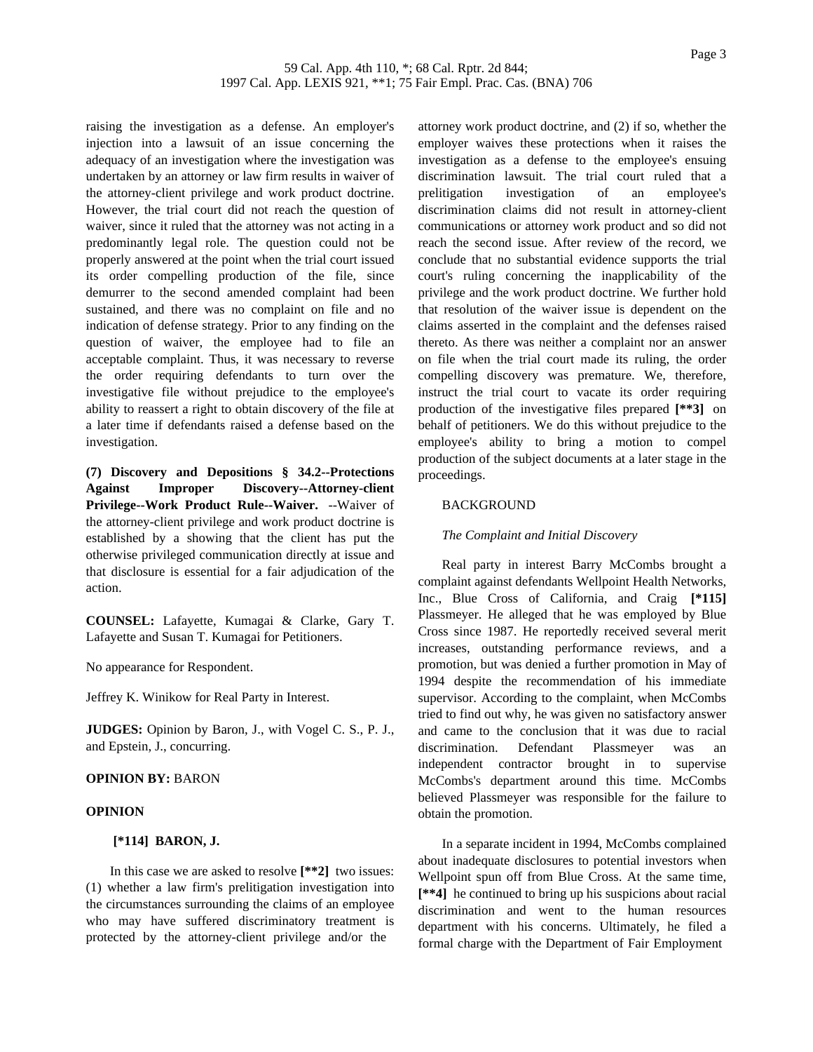raising the investigation as a defense. An employer's injection into a lawsuit of an issue concerning the adequacy of an investigation where the investigation was undertaken by an attorney or law firm results in waiver of the attorney-client privilege and work product doctrine. However, the trial court did not reach the question of waiver, since it ruled that the attorney was not acting in a predominantly legal role. The question could not be properly answered at the point when the trial court issued its order compelling production of the file, since demurrer to the second amended complaint had been sustained, and there was no complaint on file and no indication of defense strategy. Prior to any finding on the question of waiver, the employee had to file an acceptable complaint. Thus, it was necessary to reverse the order requiring defendants to turn over the investigative file without prejudice to the employee's ability to reassert a right to obtain discovery of the file at a later time if defendants raised a defense based on the investigation.

**(7) Discovery and Depositions § 34.2--Protections Against Improper Discovery--Attorney-client Privilege--Work Product Rule--Waiver.** --Waiver of the attorney-client privilege and work product doctrine is established by a showing that the client has put the otherwise privileged communication directly at issue and that disclosure is essential for a fair adjudication of the action.

**COUNSEL:** Lafayette, Kumagai & Clarke, Gary T. Lafayette and Susan T. Kumagai for Petitioners.

No appearance for Respondent.

Jeffrey K. Winikow for Real Party in Interest.

**JUDGES:** Opinion by Baron, J., with Vogel C. S., P. J., and Epstein, J., concurring.

**OPINION BY:** BARON

**OPINION**

**[*114] BARON, J.**

In this case we are asked to resolve **[**2]** two issues: (1) whether a law firm's prelitigation investigation into the circumstances surrounding the claims of an employee who may have suffered discriminatory treatment is protected by the attorney-client privilege and/or the attorney work product doctrine, and (2) if so, whether the employer waives these protections when it raises the investigation as a defense to the employee's ensuing discrimination lawsuit. The trial court ruled that a prelitigation investigation of an employee's discrimination claims did not result in attorney-client communications or attorney work product and so did not reach the second issue. After review of the record, we conclude that no substantial evidence supports the trial court's ruling concerning the inapplicability of the privilege and the work product doctrine. We further hold that resolution of the waiver issue is dependent on the claims asserted in the complaint and the defenses raised thereto. As there was neither a complaint nor an answer on file when the trial court made its ruling, the order compelling discovery was premature. We, therefore, instruct the trial court to vacate its order requiring production of the investigative files prepared **[**3]** on behalf of petitioners. We do this without prejudice to the employee's ability to bring a motion to compel production of the subject documents at a later stage in the proceedings.

BACKGROUND

*The Complaint and Initial Discovery*

Real party in interest Barry McCombs brought a complaint against defendants Wellpoint Health Networks, Inc., Blue Cross of California, and Craig **[*115]** Plassmeyer. He alleged that he was employed by Blue Cross since 1987. He reportedly received several merit increases, outstanding performance reviews, and a promotion, but was denied a further promotion in May of 1994 despite the recommendation of his immediate supervisor. According to the complaint, when McCombs tried to find out why, he was given no satisfactory answer and came to the conclusion that it was due to racial discrimination. Defendant Plassmeyer was an independent contractor brought in to supervise McCombs's department around this time. McCombs believed Plassmeyer was responsible for the failure to obtain the promotion.

In a separate incident in 1994, McCombs complained about inadequate disclosures to potential investors when Wellpoint spun off from Blue Cross. At the same time, **[**4]** he continued to bring up his suspicions about racial discrimination and went to the human resources department with his concerns. Ultimately, he filed a formal charge with the Department of Fair Employment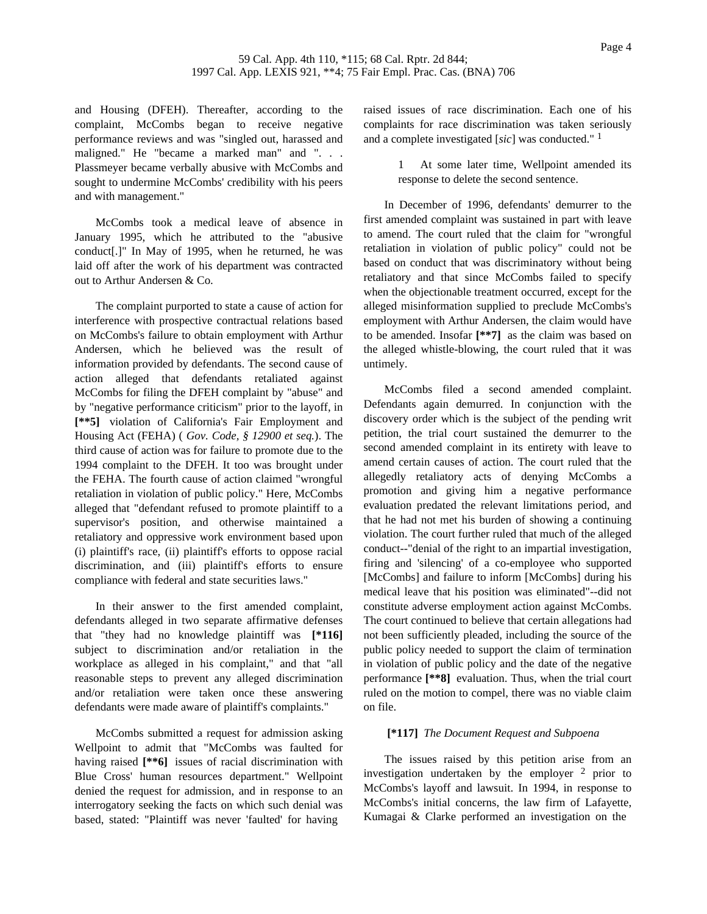and Housing (DFEH). Thereafter, according to the complaint, McCombs began to receive negative performance reviews and was "singled out, harassed and maligned." He "became a marked man" and ". . . Plassmeyer became verbally abusive with McCombs and sought to undermine McCombs' credibility with his peers and with management."

McCombs took a medical leave of absence in January 1995, which he attributed to the "abusive conduct[.]" In May of 1995, when he returned, he was laid off after the work of his department was contracted out to Arthur Andersen & Co.

The complaint purported to state a cause of action for interference with prospective contractual relations based on McCombs's failure to obtain employment with Arthur Andersen, which he believed was the result of information provided by defendants. The second cause of action alleged that defendants retaliated against McCombs for filing the DFEH complaint by "abuse" and by "negative performance criticism" prior to the layoff, in **[**5]** violation of California's Fair Employment and Housing Act (FEHA) ( *Gov. Code, § 12900 et seq.*). The third cause of action was for failure to promote due to the 1994 complaint to the DFEH. It too was brought under the FEHA. The fourth cause of action claimed "wrongful retaliation in violation of public policy." Here, McCombs alleged that "defendant refused to promote plaintiff to a supervisor's position, and otherwise maintained a retaliatory and oppressive work environment based upon (i) plaintiff's race, (ii) plaintiff's efforts to oppose racial discrimination, and (iii) plaintiff's efforts to ensure compliance with federal and state securities laws."

In their answer to the first amended complaint, defendants alleged in two separate affirmative defenses that "they had no knowledge plaintiff was **[*116]** subject to discrimination and/or retaliation in the workplace as alleged in his complaint," and that "all reasonable steps to prevent any alleged discrimination and/or retaliation were taken once these answering defendants were made aware of plaintiff's complaints."

McCombs submitted a request for admission asking Wellpoint to admit that "McCombs was faulted for having raised **[**6]** issues of racial discrimination with Blue Cross' human resources department." Wellpoint denied the request for admission, and in response to an interrogatory seeking the facts on which such denial was based, stated: "Plaintiff was never 'faulted' for having raised issues of race discrimination. Each one of his complaints for race discrimination was taken seriously and a complete investigated [*sic*] was conducted." [1]

> 1 At some later time, Wellpoint amended its response to delete the second sentence.

In December of 1996, defendants' demurrer to the first amended complaint was sustained in part with leave to amend. The court ruled that the claim for "wrongful retaliation in violation of public policy" could not be based on conduct that was discriminatory without being retaliatory and that since McCombs failed to specify when the objectionable treatment occurred, except for the alleged misinformation supplied to preclude McCombs's employment with Arthur Andersen, the claim would have to be amended. Insofar **[**7]** as the claim was based on the alleged whistle-blowing, the court ruled that it was untimely.

McCombs filed a second amended complaint. Defendants again demurred. In conjunction with the discovery order which is the subject of the pending writ petition, the trial court sustained the demurrer to the second amended complaint in its entirety with leave to amend certain causes of action. The court ruled that the allegedly retaliatory acts of denying McCombs a promotion and giving him a negative performance evaluation predated the relevant limitations period, and that he had not met his burden of showing a continuing violation. The court further ruled that much of the alleged conduct--"denial of the right to an impartial investigation, firing and 'silencing' of a co-employee who supported [McCombs] and failure to inform [McCombs] during his medical leave that his position was eliminated"--did not constitute adverse employment action against McCombs. The court continued to believe that certain allegations had not been sufficiently pleaded, including the source of the public policy needed to support the claim of termination in violation of public policy and the date of the negative performance **[**8]** evaluation. Thus, when the trial court ruled on the motion to compel, there was no viable claim on file.

**[*117]** *The Document Request and Subpoena*

The issues raised by this petition arise from an investigation undertaken by the employer [2] prior to McCombs's layoff and lawsuit. In 1994, in response to McCombs's initial concerns, the law firm of Lafayette, Kumagai & Clarke performed an investigation on the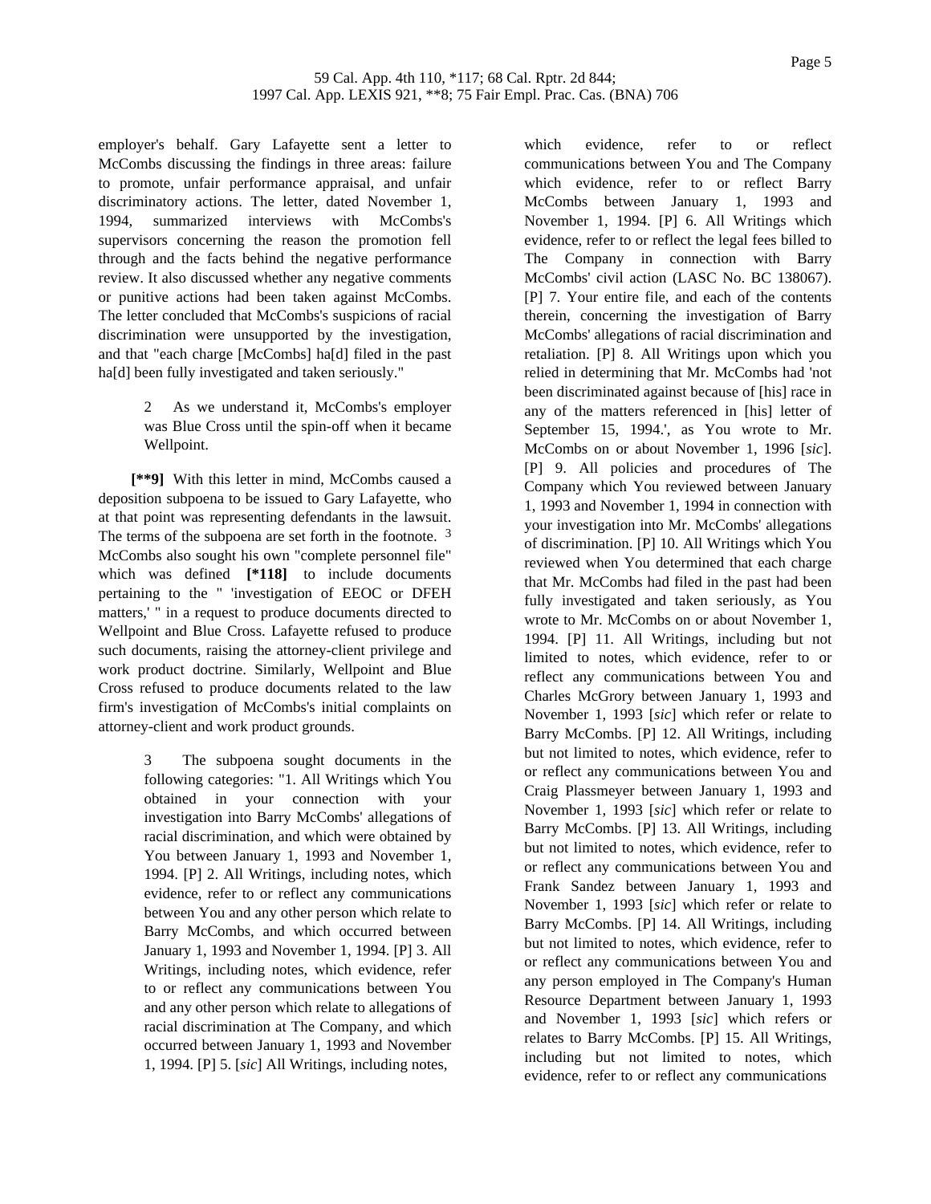employer's behalf. Gary Lafayette sent a letter to McCombs discussing the findings in three areas: failure to promote, unfair performance appraisal, and unfair discriminatory actions. The letter, dated November 1, 1994, summarized interviews with McCombs's supervisors concerning the reason the promotion fell through and the facts behind the negative performance review. It also discussed whether any negative comments or punitive actions had been taken against McCombs. The letter concluded that McCombs's suspicions of racial discrimination were unsupported by the investigation, and that "each charge [McCombs] ha[d] filed in the past ha[d] been fully investigated and taken seriously."

> 2 As we understand it, McCombs's employer was Blue Cross until the spin-off when it became Wellpoint.

**[**9]** With this letter in mind, McCombs caused a deposition subpoena to be issued to Gary Lafayette, who at that point was representing defendants in the lawsuit. The terms of the subpoena are set forth in the footnote. [3] McCombs also sought his own "complete personnel file" which was defined **[*118]** to include documents pertaining to the " 'investigation of EEOC or DFEH matters,' " in a request to produce documents directed to Wellpoint and Blue Cross. Lafayette refused to produce such documents, raising the attorney-client privilege and work product doctrine. Similarly, Wellpoint and Blue Cross refused to produce documents related to the law firm's investigation of McCombs's initial complaints on attorney-client and work product grounds.

> 3 The subpoena sought documents in the following categories: "1. All Writings which You obtained in your connection with your investigation into Barry McCombs' allegations of racial discrimination, and which were obtained by You between January 1, 1993 and November 1, 1994. [P] 2. All Writings, including notes, which evidence, refer to or reflect any communications between You and any other person which relate to Barry McCombs, and which occurred between January 1, 1993 and November 1, 1994. [P] 3. All Writings, including notes, which evidence, refer to or reflect any communications between You and any other person which relate to allegations of racial discrimination at The Company, and which occurred between January 1, 1993 and November 1, 1994. [P] 5. [*sic*] All Writings, including notes, which evidence, refer to or reflect communications between You and The Company which evidence, refer to or reflect Barry McCombs between January 1, 1993 and November 1, 1994. [P] 6. All Writings which evidence, refer to or reflect the legal fees billed to The Company in connection with Barry McCombs' civil action (LASC No. BC 138067). [P] 7. Your entire file, and each of the contents therein, concerning the investigation of Barry McCombs' allegations of racial discrimination and retaliation. [P] 8. All Writings upon which you relied in determining that Mr. McCombs had 'not been discriminated against because of [his] race in any of the matters referenced in [his] letter of September 15, 1994.', as You wrote to Mr. McCombs on or about November 1, 1996 [*sic*]. [P] 9. All policies and procedures of The Company which You reviewed between January 1, 1993 and November 1, 1994 in connection with your investigation into Mr. McCombs' allegations of discrimination. [P] 10. All Writings which You reviewed when You determined that each charge that Mr. McCombs had filed in the past had been fully investigated and taken seriously, as You wrote to Mr. McCombs on or about November 1, 1994. [P] 11. All Writings, including but not limited to notes, which evidence, refer to or reflect any communications between You and Charles McGrory between January 1, 1993 and November 1, 1993 [*sic*] which refer or relate to Barry McCombs. [P] 12. All Writings, including but not limited to notes, which evidence, refer to or reflect any communications between You and Craig Plassmeyer between January 1, 1993 and November 1, 1993 [*sic*] which refer or relate to Barry McCombs. [P] 13. All Writings, including but not limited to notes, which evidence, refer to or reflect any communications between You and Frank Sandez between January 1, 1993 and November 1, 1993 [*sic*] which refer or relate to Barry McCombs. [P] 14. All Writings, including but not limited to notes, which evidence, refer to or reflect any communications between You and any person employed in The Company's Human Resource Department between January 1, 1993 and November 1, 1993 [*sic*] which refers or relates to Barry McCombs. [P] 15. All Writings, including but not limited to notes, which evidence, refer to or reflect any communications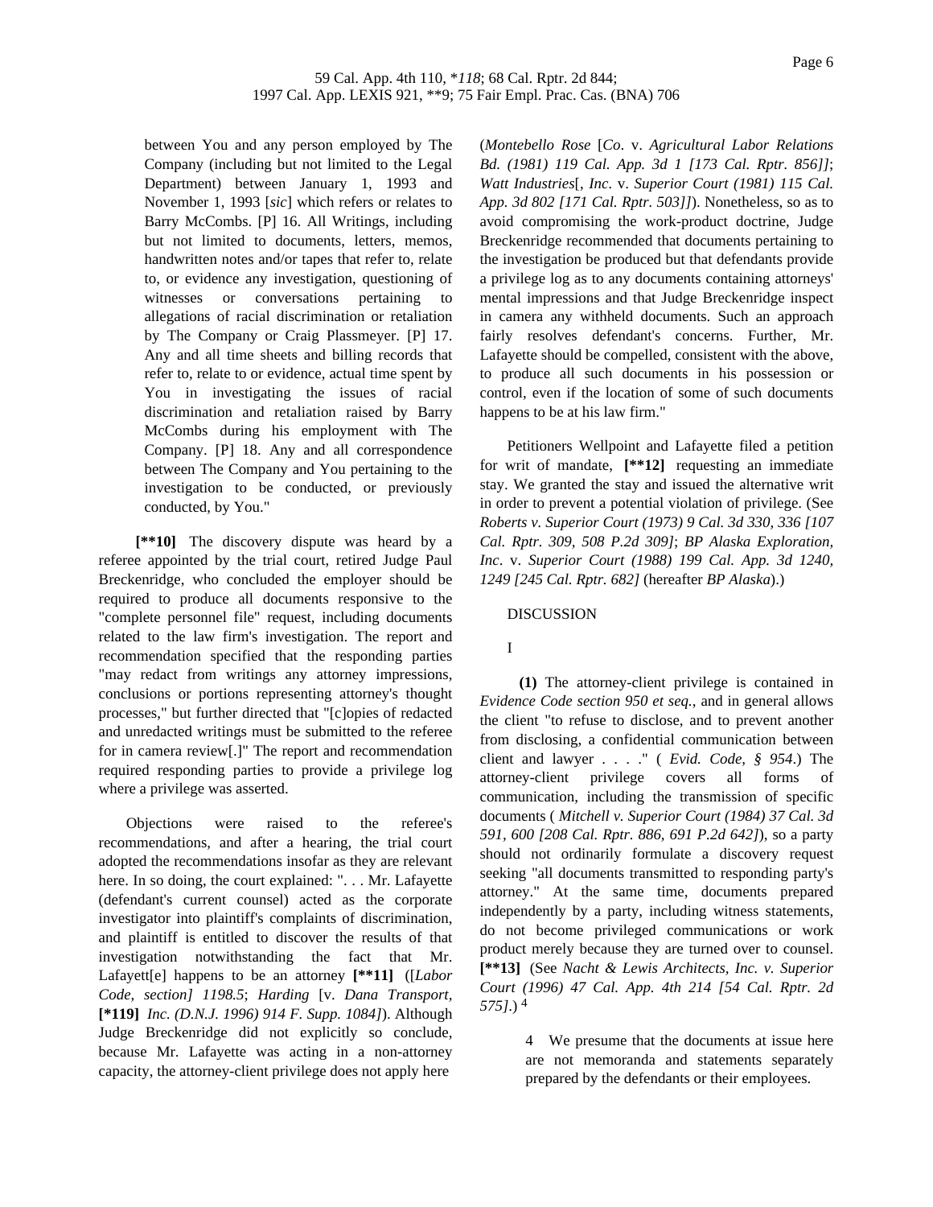between You and any person employed by The Company (including but not limited to the Legal Department) between January 1, 1993 and November 1, 1993 [*sic*] which refers or relates to Barry McCombs. [P] 16. All Writings, including but not limited to documents, letters, memos, handwritten notes and/or tapes that refer to, relate to, or evidence any investigation, questioning of witnesses or conversations pertaining to allegations of racial discrimination or retaliation by The Company or Craig Plassmeyer. [P] 17. Any and all time sheets and billing records that refer to, relate to or evidence, actual time spent by You in investigating the issues of racial discrimination and retaliation raised by Barry McCombs during his employment with The Company. [P] 18. Any and all correspondence between The Company and You pertaining to the investigation to be conducted, or previously conducted, by You."

**[\*\*10]** The discovery dispute was heard by a referee appointed by the trial court, retired Judge Paul Breckenridge, who concluded the employer should be required to produce all documents responsive to the "complete personnel file" request, including documents related to the law firm's investigation. The report and recommendation specified that the responding parties "may redact from writings any attorney impressions, conclusions or portions representing attorney's thought processes," but further directed that "[c]opies of redacted and unredacted writings must be submitted to the referee for in camera review[.]" The report and recommendation required responding parties to provide a privilege log where a privilege was asserted.

Objections were raised to the referee's recommendations, and after a hearing, the trial court adopted the recommendations insofar as they are relevant here. In so doing, the court explained: ". . . Mr. Lafayette (defendant's current counsel) acted as the corporate investigator into plaintiff's complaints of discrimination, and plaintiff is entitled to discover the results of that investigation notwithstanding the fact that Mr. Lafayett[e] happens to be an attorney **[\*\*11]** ([*Labor Code, section] 1198.5*; *Harding* [v. *Dana Transport,* **[\*119]** *Inc. (D.N.J. 1996) 914 F. Supp. 1084]*). Although Judge Breckenridge did not explicitly so conclude, because Mr. Lafayette was acting in a non-attorney capacity, the attorney-client privilege does not apply here (*Montebello Rose* [*Co*. v. *Agricultural Labor Relations Bd. (1981) 119 Cal. App. 3d 1 [173 Cal. Rptr. 856]]*; *Watt Industries*[, *Inc*. v. *Superior Court (1981) 115 Cal. App. 3d 802 [171 Cal. Rptr. 503]]*). Nonetheless, so as to avoid compromising the work-product doctrine, Judge Breckenridge recommended that documents pertaining to the investigation be produced but that defendants provide a privilege log as to any documents containing attorneys' mental impressions and that Judge Breckenridge inspect in camera any withheld documents. Such an approach fairly resolves defendant's concerns. Further, Mr. Lafayette should be compelled, consistent with the above, to produce all such documents in his possession or control, even if the location of some of such documents happens to be at his law firm."

Petitioners Wellpoint and Lafayette filed a petition for writ of mandate, **[\*\*12]** requesting an immediate stay. We granted the stay and issued the alternative writ in order to prevent a potential violation of privilege. (See *Roberts v. Superior Court (1973) 9 Cal. 3d 330, 336 [107 Cal. Rptr. 309, 508 P.2d 309]*; *BP Alaska Exploration, Inc*. v. *Superior Court (1988) 199 Cal. App. 3d 1240, 1249 [245 Cal. Rptr. 682]* (hereafter *BP Alaska*).)

DISCUSSION

I

**(1)** The attorney-client privilege is contained in *Evidence Code section 950 et seq.*, and in general allows the client "to refuse to disclose, and to prevent another from disclosing, a confidential communication between client and lawyer . . . ." ( *Evid. Code, § 954*.) The attorney-client privilege covers all forms of communication, including the transmission of specific documents ( *Mitchell v. Superior Court (1984) 37 Cal. 3d 591, 600 [208 Cal. Rptr. 886, 691 P.2d 642]*), so a party should not ordinarily formulate a discovery request seeking "all documents transmitted to responding party's attorney." At the same time, documents prepared independently by a party, including witness statements, do not become privileged communications or work product merely because they are turned over to counsel. **[\*\*13]** (See *Nacht & Lewis Architects, Inc. v. Superior Court (1996) 47 Cal. App. 4th 214 [54 Cal. Rptr. 2d 575]*.) [4]

4 We presume that the documents at issue here are not memoranda and statements separately prepared by the defendants or their employees.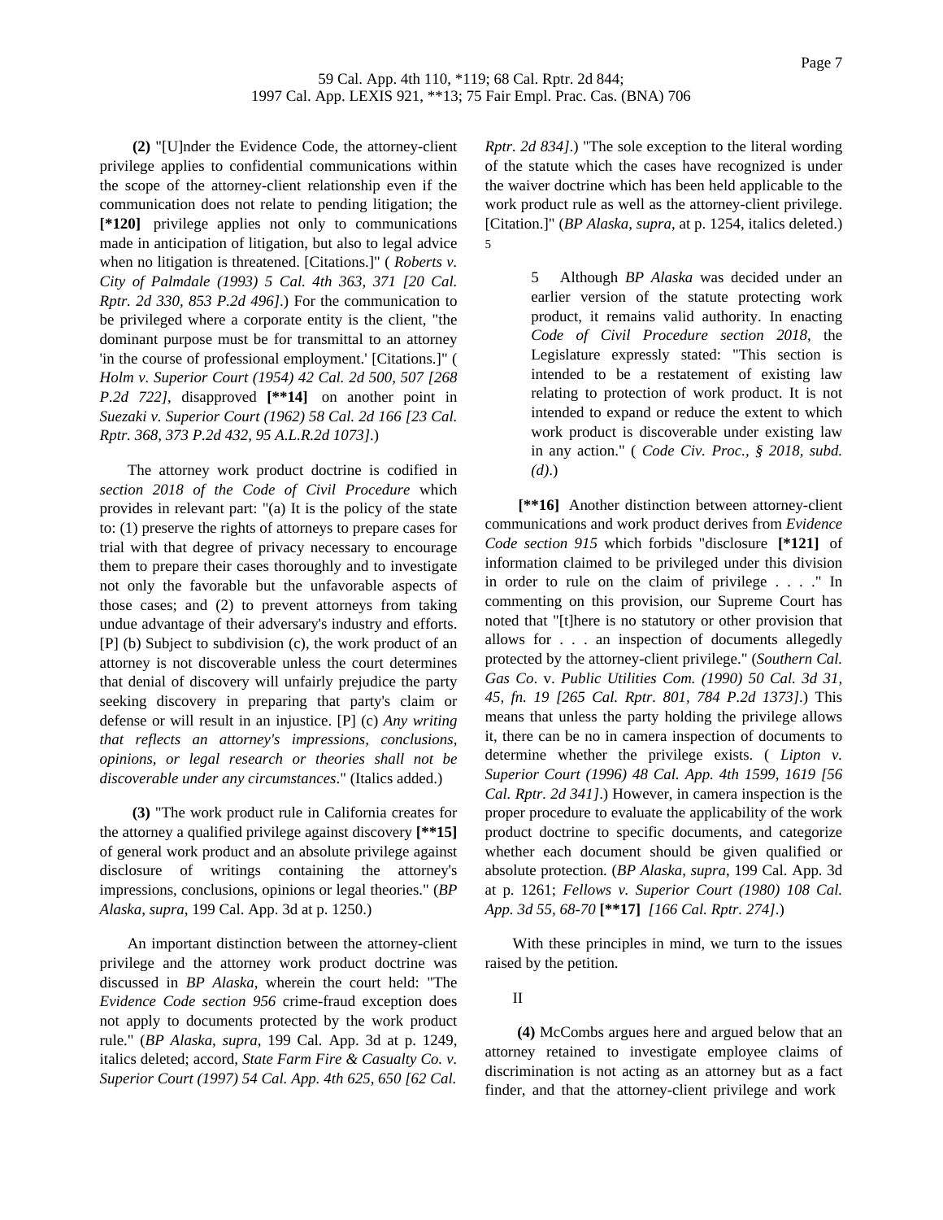**(2)** "[U]nder the Evidence Code, the attorney-client privilege applies to confidential communications within the scope of the attorney-client relationship even if the communication does not relate to pending litigation; the **[*120]** privilege applies not only to communications made in anticipation of litigation, but also to legal advice when no litigation is threatened. [Citations.]" ( *Roberts v. City of Palmdale (1993) 5 Cal. 4th 363, 371 [20 Cal. Rptr. 2d 330, 853 P.2d 496]*.) For the communication to be privileged where a corporate entity is the client, "the dominant purpose must be for transmittal to an attorney 'in the course of professional employment.' [Citations.]" ( *Holm v. Superior Court (1954) 42 Cal. 2d 500, 507 [268 P.2d 722]*, disapproved **[**14]** on another point in *Suezaki v. Superior Court (1962) 58 Cal. 2d 166 [23 Cal. Rptr. 368, 373 P.2d 432, 95 A.L.R.2d 1073]*.)

The attorney work product doctrine is codified in *section 2018 of the Code of Civil Procedure* which provides in relevant part: "(a) It is the policy of the state to: (1) preserve the rights of attorneys to prepare cases for trial with that degree of privacy necessary to encourage them to prepare their cases thoroughly and to investigate not only the favorable but the unfavorable aspects of those cases; and (2) to prevent attorneys from taking undue advantage of their adversary's industry and efforts. [P] (b) Subject to subdivision (c), the work product of an attorney is not discoverable unless the court determines that denial of discovery will unfairly prejudice the party seeking discovery in preparing that party's claim or defense or will result in an injustice. [P] (c) *Any writing that reflects an attorney's impressions, conclusions, opinions, or legal research or theories shall not be discoverable under any circumstances*." (Italics added.)

**(3)** "The work product rule in California creates for the attorney a qualified privilege against discovery **[**15]** of general work product and an absolute privilege against disclosure of writings containing the attorney's impressions, conclusions, opinions or legal theories." (*BP Alaska*, *supra*, 199 Cal. App. 3d at p. 1250.)

An important distinction between the attorney-client privilege and the attorney work product doctrine was discussed in *BP Alaska*, wherein the court held: "The *Evidence Code section 956* crime-fraud exception does not apply to documents protected by the work product rule." (*BP Alaska*, *supra*, 199 Cal. App. 3d at p. 1249, italics deleted; accord, *State Farm Fire & Casualty Co. v. Superior Court (1997) 54 Cal. App. 4th 625, 650 [62 Cal. Rptr. 2d 834]*.) "The sole exception to the literal wording of the statute which the cases have recognized is under the waiver doctrine which has been held applicable to the work product rule as well as the attorney-client privilege. [Citation.]" (*BP Alaska*, *supra*, at p. 1254, italics deleted.) 5

> 5 Although *BP Alaska* was decided under an earlier version of the statute protecting work product, it remains valid authority. In enacting *Code of Civil Procedure section 2018*, the Legislature expressly stated: "This section is intended to be a restatement of existing law relating to protection of work product. It is not intended to expand or reduce the extent to which work product is discoverable under existing law in any action." ( *Code Civ. Proc., § 2018, subd. (d)*.)

**[**16]** Another distinction between attorney-client communications and work product derives from *Evidence Code section 915* which forbids "disclosure **[*121]** of information claimed to be privileged under this division in order to rule on the claim of privilege . . . ." In commenting on this provision, our Supreme Court has noted that "[t]here is no statutory or other provision that allows for . . . an inspection of documents allegedly protected by the attorney-client privilege." (*Southern Cal. Gas Co*. v. *Public Utilities Com. (1990) 50 Cal. 3d 31, 45, fn. 19 [265 Cal. Rptr. 801, 784 P.2d 1373]*.) This means that unless the party holding the privilege allows it, there can be no in camera inspection of documents to determine whether the privilege exists. ( *Lipton v. Superior Court (1996) 48 Cal. App. 4th 1599, 1619 [56 Cal. Rptr. 2d 341]*.) However, in camera inspection is the proper procedure to evaluate the applicability of the work product doctrine to specific documents, and categorize whether each document should be given qualified or absolute protection. (*BP Alaska*, *supra*, 199 Cal. App. 3d at p. 1261; *Fellows v. Superior Court (1980) 108 Cal. App. 3d 55, 68-70* **[**17]** *[166 Cal. Rptr. 274]*.)

With these principles in mind, we turn to the issues raised by the petition.

II

**(4)** McCombs argues here and argued below that an attorney retained to investigate employee claims of discrimination is not acting as an attorney but as a fact finder, and that the attorney-client privilege and work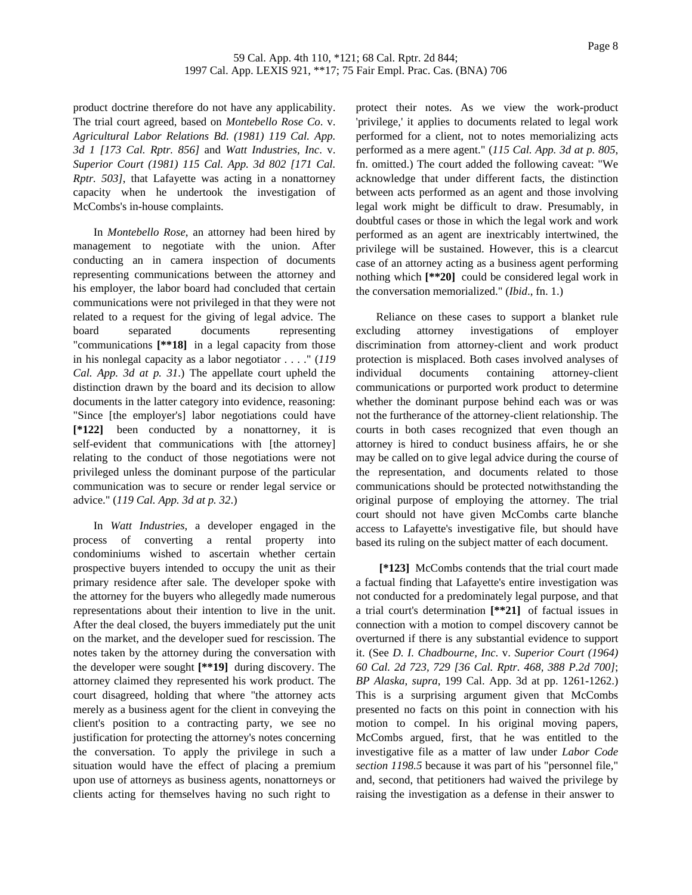product doctrine therefore do not have any applicability. The trial court agreed, based on *Montebello Rose Co. v. Agricultural Labor Relations Bd. (1981) 119 Cal. App. 3d 1 [173 Cal. Rptr. 856]* and *Watt Industries, Inc. v. Superior Court (1981) 115 Cal. App. 3d 802 [171 Cal. Rptr. 503]*, that Lafayette was acting in a nonattorney capacity when he undertook the investigation of McCombs's in-house complaints.

In *Montebello Rose*, an attorney had been hired by management to negotiate with the union. After conducting an in camera inspection of documents representing communications between the attorney and his employer, the labor board had concluded that certain communications were not privileged in that they were not related to a request for the giving of legal advice. The board separated documents representing "communications **[\*\*18]** in a legal capacity from those in his nonlegal capacity as a labor negotiator . . . ." (*119 Cal. App. 3d at p. 31*.) The appellate court upheld the distinction drawn by the board and its decision to allow documents in the latter category into evidence, reasoning: "Since [the employer's] labor negotiations could have **[\*122]** been conducted by a nonattorney, it is self-evident that communications with [the attorney] relating to the conduct of those negotiations were not privileged unless the dominant purpose of the particular communication was to secure or render legal service or advice." (*119 Cal. App. 3d at p. 32*.)

In *Watt Industries*, a developer engaged in the process of converting a rental property into condominiums wished to ascertain whether certain prospective buyers intended to occupy the unit as their primary residence after sale. The developer spoke with the attorney for the buyers who allegedly made numerous representations about their intention to live in the unit. After the deal closed, the buyers immediately put the unit on the market, and the developer sued for rescission. The notes taken by the attorney during the conversation with the developer were sought **[\*\*19]** during discovery. The attorney claimed they represented his work product. The court disagreed, holding that where "the attorney acts merely as a business agent for the client in conveying the client's position to a contracting party, we see no justification for protecting the attorney's notes concerning the conversation. To apply the privilege in such a situation would have the effect of placing a premium upon use of attorneys as business agents, nonattorneys or clients acting for themselves having no such right to protect their notes. As we view the work-product 'privilege,' it applies to documents related to legal work performed for a client, not to notes memorializing acts performed as a mere agent." (*115 Cal. App. 3d at p. 805*, fn. omitted.) The court added the following caveat: "We acknowledge that under different facts, the distinction between acts performed as an agent and those involving legal work might be difficult to draw. Presumably, in doubtful cases or those in which the legal work and work performed as an agent are inextricably intertwined, the privilege will be sustained. However, this is a clearcut case of an attorney acting as a business agent performing nothing which **[\*\*20]** could be considered legal work in the conversation memorialized." (*Ibid*., fn. 1.)

Reliance on these cases to support a blanket rule excluding attorney investigations of employer discrimination from attorney-client and work product protection is misplaced. Both cases involved analyses of individual documents containing attorney-client communications or purported work product to determine whether the dominant purpose behind each was or was not the furtherance of the attorney-client relationship. The courts in both cases recognized that even though an attorney is hired to conduct business affairs, he or she may be called on to give legal advice during the course of the representation, and documents related to those communications should be protected notwithstanding the original purpose of employing the attorney. The trial court should not have given McCombs carte blanche access to Lafayette's investigative file, but should have based its ruling on the subject matter of each document.

**[\*123]** McCombs contends that the trial court made a factual finding that Lafayette's entire investigation was not conducted for a predominately legal purpose, and that a trial court's determination **[\*\*21]** of factual issues in connection with a motion to compel discovery cannot be overturned if there is any substantial evidence to support it. (See *D. I. Chadbourne, Inc. v. Superior Court (1964) 60 Cal. 2d 723, 729 [36 Cal. Rptr. 468, 388 P.2d 700]*; *BP Alaska, supra,* 199 Cal. App. 3d at pp. 1261-1262.) This is a surprising argument given that McCombs presented no facts on this point in connection with his motion to compel. In his original moving papers, McCombs argued, first, that he was entitled to the investigative file as a matter of law under *Labor Code section 1198.5* because it was part of his "personnel file," and, second, that petitioners had waived the privilege by raising the investigation as a defense in their answer to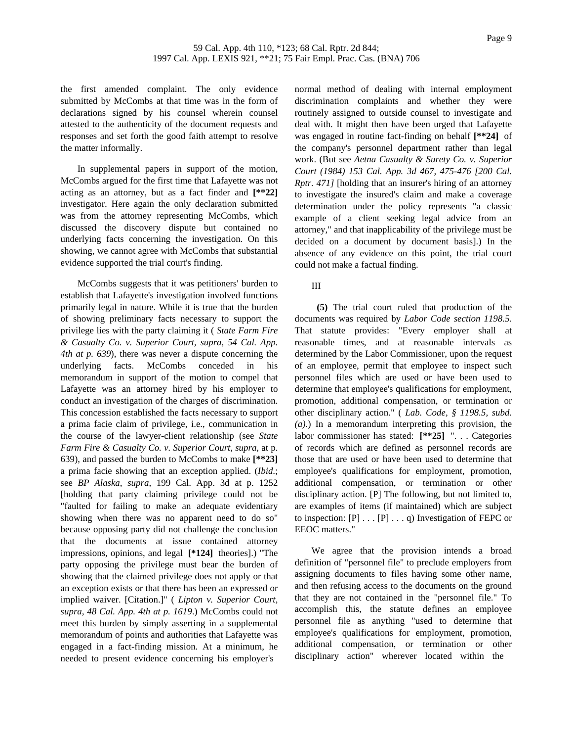the first amended complaint. The only evidence submitted by McCombs at that time was in the form of declarations signed by his counsel wherein counsel attested to the authenticity of the document requests and responses and set forth the good faith attempt to resolve the matter informally.

In supplemental papers in support of the motion, McCombs argued for the first time that Lafayette was not acting as an attorney, but as a fact finder and **[**22]** investigator. Here again the only declaration submitted was from the attorney representing McCombs, which discussed the discovery dispute but contained no underlying facts concerning the investigation. On this showing, we cannot agree with McCombs that substantial evidence supported the trial court's finding.

McCombs suggests that it was petitioners' burden to establish that Lafayette's investigation involved functions primarily legal in nature. While it is true that the burden of showing preliminary facts necessary to support the privilege lies with the party claiming it ( *State Farm Fire & Casualty Co. v. Superior Court*, *supra*, *54 Cal. App. 4th at p. 639*), there was never a dispute concerning the underlying facts. McCombs conceded in his memorandum in support of the motion to compel that Lafayette was an attorney hired by his employer to conduct an investigation of the charges of discrimination. This concession established the facts necessary to support a prima facie claim of privilege, i.e., communication in the course of the lawyer-client relationship (see *State Farm Fire & Casualty Co. v. Superior Court*, *supra*, at p. 639), and passed the burden to McCombs to make **[**23]** a prima facie showing that an exception applied. (*Ibid.*; see *BP Alaska*, *supra*, 199 Cal. App. 3d at p. 1252 [holding that party claiming privilege could not be "faulted for failing to make an adequate evidentiary showing when there was no apparent need to do so" because opposing party did not challenge the conclusion that the documents at issue contained attorney impressions, opinions, and legal **[*124]** theories].) "The party opposing the privilege must bear the burden of showing that the claimed privilege does not apply or that an exception exists or that there has been an expressed or implied waiver. [Citation.]" ( *Lipton v. Superior Court*, *supra*, *48 Cal. App. 4th at p. 1619*.) McCombs could not meet this burden by simply asserting in a supplemental memorandum of points and authorities that Lafayette was engaged in a fact-finding mission. At a minimum, he needed to present evidence concerning his employer's normal method of dealing with internal employment discrimination complaints and whether they were routinely assigned to outside counsel to investigate and deal with. It might then have been urged that Lafayette was engaged in routine fact-finding on behalf **[**24]** of the company's personnel department rather than legal work. (But see *Aetna Casualty & Surety Co. v. Superior Court (1984) 153 Cal. App. 3d 467, 475-476 [200 Cal. Rptr. 471]* [holding that an insurer's hiring of an attorney to investigate the insured's claim and make a coverage determination under the policy represents "a classic example of a client seeking legal advice from an attorney," and that inapplicability of the privilege must be decided on a document by document basis].) In the absence of any evidence on this point, the trial court could not make a factual finding.

III

**(5)** The trial court ruled that production of the documents was required by *Labor Code section 1198.5*. That statute provides: "Every employer shall at reasonable times, and at reasonable intervals as determined by the Labor Commissioner, upon the request of an employee, permit that employee to inspect such personnel files which are used or have been used to determine that employee's qualifications for employment, promotion, additional compensation, or termination or other disciplinary action." ( *Lab. Code, § 1198.5, subd. (a)*.) In a memorandum interpreting this provision, the labor commissioner has stated: **[**25]** ". . . Categories of records which are defined as personnel records are those that are used or have been used to determine that employee's qualifications for employment, promotion, additional compensation, or termination or other disciplinary action. [P] The following, but not limited to, are examples of items (if maintained) which are subject to inspection: [P] . . . [P] . . . q) Investigation of FEPC or EEOC matters."

We agree that the provision intends a broad definition of "personnel file" to preclude employers from assigning documents to files having some other name, and then refusing access to the documents on the ground that they are not contained in the "personnel file." To accomplish this, the statute defines an employee personnel file as anything "used to determine that employee's qualifications for employment, promotion, additional compensation, or termination or other disciplinary action" wherever located within the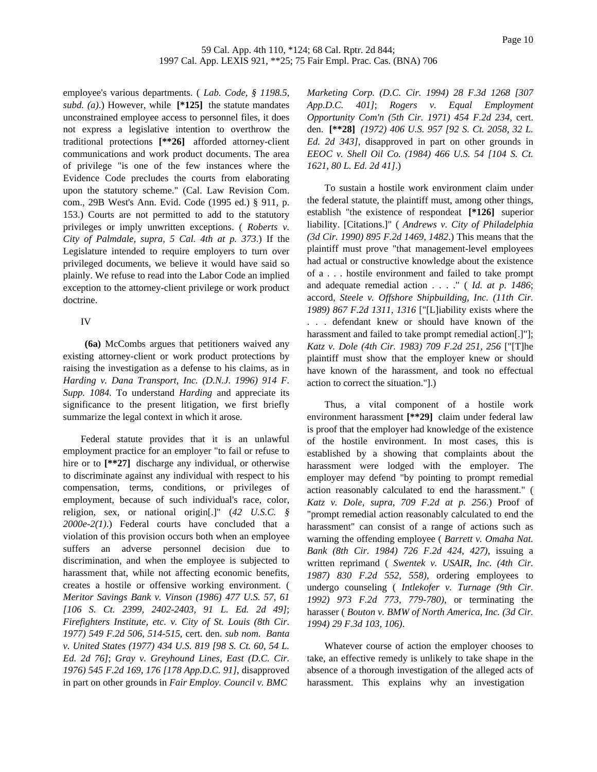employee's various departments. ( *Lab. Code, § 1198.5, subd. (a)*.) However, while **[*125]** the statute mandates unconstrained employee access to personnel files, it does not express a legislative intention to overthrow the traditional protections **[**26]** afforded attorney-client communications and work product documents. The area of privilege "is one of the few instances where the Evidence Code precludes the courts from elaborating upon the statutory scheme." (Cal. Law Revision Com. com., 29B West's Ann. Evid. Code (1995 ed.) § 911, p. 153.) Courts are not permitted to add to the statutory privileges or imply unwritten exceptions. ( *Roberts v. City of Palmdale, supra, 5 Cal. 4th at p. 373*.) If the Legislature intended to require employers to turn over privileged documents, we believe it would have said so plainly. We refuse to read into the Labor Code an implied exception to the attorney-client privilege or work product doctrine.

IV

**(6a)** McCombs argues that petitioners waived any existing attorney-client or work product protections by raising the investigation as a defense to his claims, as in *Harding v. Dana Transport, Inc. (D.N.J. 1996) 914 F. Supp. 1084*. To understand *Harding* and appreciate its significance to the present litigation, we first briefly summarize the legal context in which it arose.

Federal statute provides that it is an unlawful employment practice for an employer "to fail or refuse to hire or to **[**27]** discharge any individual, or otherwise to discriminate against any individual with respect to his compensation, terms, conditions, or privileges of employment, because of such individual's race, color, religion, sex, or national origin[.]" (*42 U.S.C. § 2000e-2(1)*.) Federal courts have concluded that a violation of this provision occurs both when an employee suffers an adverse personnel decision due to discrimination, and when the employee is subjected to harassment that, while not affecting economic benefits, creates a hostile or offensive working environment. ( *Meritor Savings Bank v. Vinson (1986) 477 U.S. 57, 61 [106 S. Ct. 2399, 2402-2403, 91 L. Ed. 2d 49]*; *Firefighters Institute, etc. v. City of St. Louis (8th Cir. 1977) 549 F.2d 506, 514-515*, cert. den. *sub nom. Banta v. United States (1977) 434 U.S. 819 [98 S. Ct. 60, 54 L. Ed. 2d 76]*; *Gray v. Greyhound Lines, East (D.C. Cir. 1976) 545 F.2d 169, 176 [178 App.D.C. 91]*, disapproved in part on other grounds in *Fair Employ. Council v. BMC Marketing Corp. (D.C. Cir. 1994) 28 F.3d 1268 [307 App.D.C. 401]*; *Rogers v. Equal Employment Opportunity Com'n (5th Cir. 1971) 454 F.2d 234*, cert. den. **[**28]** *(1972) 406 U.S. 957 [92 S. Ct. 2058, 32 L. Ed. 2d 343]*, disapproved in part on other grounds in *EEOC v. Shell Oil Co. (1984) 466 U.S. 54 [104 S. Ct. 1621, 80 L. Ed. 2d 41]*.)

To sustain a hostile work environment claim under the federal statute, the plaintiff must, among other things, establish "the existence of respondeat **[*126]** superior liability. [Citations.]" ( *Andrews v. City of Philadelphia (3d Cir. 1990) 895 F.2d 1469, 1482*.) This means that the plaintiff must prove "that management-level employees had actual or constructive knowledge about the existence of a . . . hostile environment and failed to take prompt and adequate remedial action . . . ." ( *Id. at p. 1486*; accord, *Steele v. Offshore Shipbuilding, Inc. (11th Cir. 1989) 867 F.2d 1311, 1316* ["[L]iability exists where the . . . defendant knew or should have known of the harassment and failed to take prompt remedial action[.]"]; *Katz v. Dole (4th Cir. 1983) 709 F.2d 251, 256* ["[T]he plaintiff must show that the employer knew or should have known of the harassment, and took no effectual action to correct the situation."].)

Thus, a vital component of a hostile work environment harassment **[**29]** claim under federal law is proof that the employer had knowledge of the existence of the hostile environment. In most cases, this is established by a showing that complaints about the harassment were lodged with the employer. The employer may defend "by pointing to prompt remedial action reasonably calculated to end the harassment." ( *Katz v. Dole, supra, 709 F.2d at p. 256*.) Proof of "prompt remedial action reasonably calculated to end the harassment" can consist of a range of actions such as warning the offending employee ( *Barrett v. Omaha Nat. Bank (8th Cir. 1984) 726 F.2d 424, 427)*, issuing a written reprimand ( *Swentek v. USAIR, Inc. (4th Cir. 1987) 830 F.2d 552, 558)*, ordering employees to undergo counseling ( *Intlekofer v. Turnage (9th Cir. 1992) 973 F.2d 773, 779-780)*, or terminating the harasser ( *Bouton v. BMW of North America, Inc. (3d Cir. 1994) 29 F.3d 103, 106)*.

Whatever course of action the employer chooses to take, an effective remedy is unlikely to take shape in the absence of a thorough investigation of the alleged acts of harassment. This explains why an investigation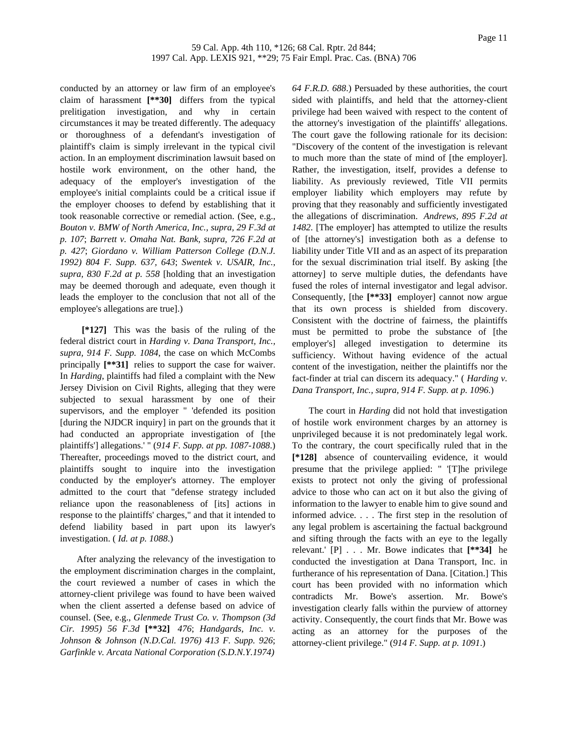conducted by an attorney or law firm of an employee's claim of harassment **[\*\*30]** differs from the typical prelitigation investigation, and why in certain circumstances it may be treated differently. The adequacy or thoroughness of a defendant's investigation of plaintiff's claim is simply irrelevant in the typical civil action. In an employment discrimination lawsuit based on hostile work environment, on the other hand, the adequacy of the employer's investigation of the employee's initial complaints could be a critical issue if the employer chooses to defend by establishing that it took reasonable corrective or remedial action. (See, e.g., *Bouton v. BMW of North America, Inc., supra, 29 F.3d at p. 107*; *Barrett v. Omaha Nat. Bank, supra, 726 F.2d at p. 427*; *Giordano v. William Patterson College (D.N.J. 1992) 804 F. Supp. 637, 643*; *Swentek v. USAIR, Inc., supra, 830 F.2d at p. 558* [holding that an investigation may be deemed thorough and adequate, even though it leads the employer to the conclusion that not all of the employee's allegations are true].)

**[\*127]** This was the basis of the ruling of the federal district court in *Harding v. Dana Transport, Inc., supra, 914 F. Supp. 1084*, the case on which McCombs principally **[\*\*31]** relies to support the case for waiver. In *Harding*, plaintiffs had filed a complaint with the New Jersey Division on Civil Rights, alleging that they were subjected to sexual harassment by one of their supervisors, and the employer " 'defended its position [during the NJDCR inquiry] in part on the grounds that it had conducted an appropriate investigation of [the plaintiffs'] allegations.' " (*914 F. Supp. at pp. 1087-1088*.) Thereafter, proceedings moved to the district court, and plaintiffs sought to inquire into the investigation conducted by the employer's attorney. The employer admitted to the court that "defense strategy included reliance upon the reasonableness of [its] actions in response to the plaintiffs' charges," and that it intended to defend liability based in part upon its lawyer's investigation. ( *Id. at p. 1088*.)

After analyzing the relevancy of the investigation to the employment discrimination charges in the complaint, the court reviewed a number of cases in which the attorney-client privilege was found to have been waived when the client asserted a defense based on advice of counsel. (See, e.g., *Glenmede Trust Co. v. Thompson (3d Cir. 1995) 56 F.3d* **[\*\*32]** *476*; *Handgards, Inc. v. Johnson & Johnson (N.D.Cal. 1976) 413 F. Supp. 926*; *Garfinkle v. Arcata National Corporation (S.D.N.Y.1974) 64 F.R.D. 688*.) Persuaded by these authorities, the court sided with plaintiffs, and held that the attorney-client privilege had been waived with respect to the content of the attorney's investigation of the plaintiffs' allegations. The court gave the following rationale for its decision: "Discovery of the content of the investigation is relevant to much more than the state of mind of [the employer]. Rather, the investigation, itself, provides a defense to liability. As previously reviewed, Title VII permits employer liability which employers may refute by proving that they reasonably and sufficiently investigated the allegations of discrimination. *Andrews, 895 F.2d at 1482*. [The employer] has attempted to utilize the results of [the attorney's] investigation both as a defense to liability under Title VII and as an aspect of its preparation for the sexual discrimination trial itself. By asking [the attorney] to serve multiple duties, the defendants have fused the roles of internal investigator and legal advisor. Consequently, [the **[\*\*33]** employer] cannot now argue that its own process is shielded from discovery. Consistent with the doctrine of fairness, the plaintiffs must be permitted to probe the substance of [the employer's] alleged investigation to determine its sufficiency. Without having evidence of the actual content of the investigation, neither the plaintiffs nor the fact-finder at trial can discern its adequacy." ( *Harding v. Dana Transport, Inc., supra, 914 F. Supp. at p. 1096*.)

The court in *Harding* did not hold that investigation of hostile work environment charges by an attorney is unprivileged because it is not predominately legal work. To the contrary, the court specifically ruled that in the **[\*128]** absence of countervailing evidence, it would presume that the privilege applied: " '[T]he privilege exists to protect not only the giving of professional advice to those who can act on it but also the giving of information to the lawyer to enable him to give sound and informed advice. . . . The first step in the resolution of any legal problem is ascertaining the factual background and sifting through the facts with an eye to the legally relevant.' [P] . . . Mr. Bowe indicates that **[\*\*34]** he conducted the investigation at Dana Transport, Inc. in furtherance of his representation of Dana. [Citation.] This court has been provided with no information which contradicts Mr. Bowe's assertion. Mr. Bowe's investigation clearly falls within the purview of attorney activity. Consequently, the court finds that Mr. Bowe was acting as an attorney for the purposes of the attorney-client privilege." (*914 F. Supp. at p. 1091*.)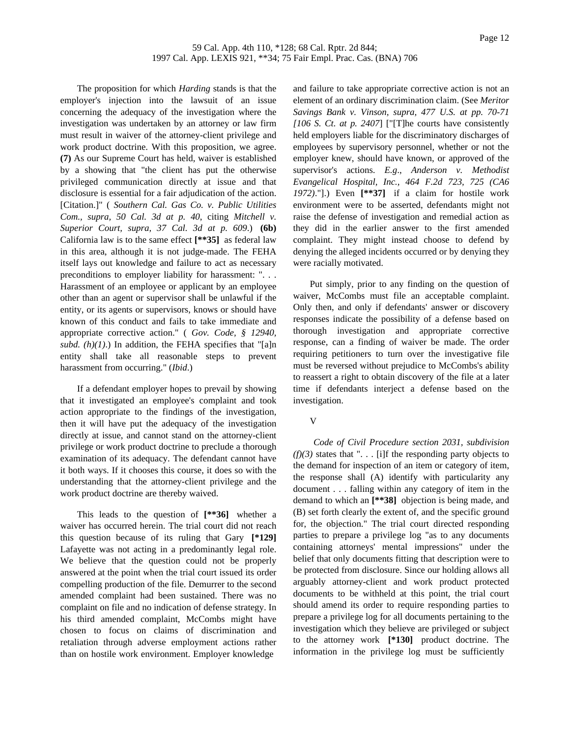The proposition for which *Harding* stands is that the employer's injection into the lawsuit of an issue concerning the adequacy of the investigation where the investigation was undertaken by an attorney or law firm must result in waiver of the attorney-client privilege and work product doctrine. With this proposition, we agree. **(7)** As our Supreme Court has held, waiver is established by a showing that "the client has put the otherwise privileged communication directly at issue and that disclosure is essential for a fair adjudication of the action. [Citation.]" ( *Southern Cal. Gas Co. v. Public Utilities Com., supra, 50 Cal. 3d at p. 40*, citing *Mitchell v. Superior Court, supra, 37 Cal. 3d at p. 609*.) **(6b)** California law is to the same effect **[\*\*35]** as federal law in this area, although it is not judge-made. The FEHA itself lays out knowledge and failure to act as necessary preconditions to employer liability for harassment: ". . . Harassment of an employee or applicant by an employee other than an agent or supervisor shall be unlawful if the entity, or its agents or supervisors, knows or should have known of this conduct and fails to take immediate and appropriate corrective action." ( *Gov. Code, § 12940, subd. (h)(1)*.) In addition, the FEHA specifies that "[a]n entity shall take all reasonable steps to prevent harassment from occurring." (*Ibid*.)

If a defendant employer hopes to prevail by showing that it investigated an employee's complaint and took action appropriate to the findings of the investigation, then it will have put the adequacy of the investigation directly at issue, and cannot stand on the attorney-client privilege or work product doctrine to preclude a thorough examination of its adequacy. The defendant cannot have it both ways. If it chooses this course, it does so with the understanding that the attorney-client privilege and the work product doctrine are thereby waived.

This leads to the question of **[\*\*36]** whether a waiver has occurred herein. The trial court did not reach this question because of its ruling that Gary **[\*129]** Lafayette was not acting in a predominantly legal role. We believe that the question could not be properly answered at the point when the trial court issued its order compelling production of the file. Demurrer to the second amended complaint had been sustained. There was no complaint on file and no indication of defense strategy. In his third amended complaint, McCombs might have chosen to focus on claims of discrimination and retaliation through adverse employment actions rather than on hostile work environment. Employer knowledge and failure to take appropriate corrective action is not an element of an ordinary discrimination claim. (See *Meritor Savings Bank v. Vinson, supra, 477 U.S. at pp. 70-71 [106 S. Ct. at p. 2407]* ["[T]he courts have consistently held employers liable for the discriminatory discharges of employees by supervisory personnel, whether or not the employer knew, should have known, or approved of the supervisor's actions. *E.g., Anderson v. Methodist Evangelical Hospital, Inc., 464 F.2d 723, 725 (CA6 1972)*."].) Even **[\*\*37]** if a claim for hostile work environment were to be asserted, defendants might not raise the defense of investigation and remedial action as they did in the earlier answer to the first amended complaint. They might instead choose to defend by denying the alleged incidents occurred or by denying they were racially motivated.

Put simply, prior to any finding on the question of waiver, McCombs must file an acceptable complaint. Only then, and only if defendants' answer or discovery responses indicate the possibility of a defense based on thorough investigation and appropriate corrective response, can a finding of waiver be made. The order requiring petitioners to turn over the investigative file must be reversed without prejudice to McCombs's ability to reassert a right to obtain discovery of the file at a later time if defendants interject a defense based on the investigation.

V

*Code of Civil Procedure section 2031, subdivision (f)(3)* states that ". . . [i]f the responding party objects to the demand for inspection of an item or category of item, the response shall (A) identify with particularity any document . . . falling within any category of item in the demand to which an **[\*\*38]** objection is being made, and (B) set forth clearly the extent of, and the specific ground for, the objection." The trial court directed responding parties to prepare a privilege log "as to any documents containing attorneys' mental impressions" under the belief that only documents fitting that description were to be protected from disclosure. Since our holding allows all arguably attorney-client and work product protected documents to be withheld at this point, the trial court should amend its order to require responding parties to prepare a privilege log for all documents pertaining to the investigation which they believe are privileged or subject to the attorney work **[\*130]** product doctrine. The information in the privilege log must be sufficiently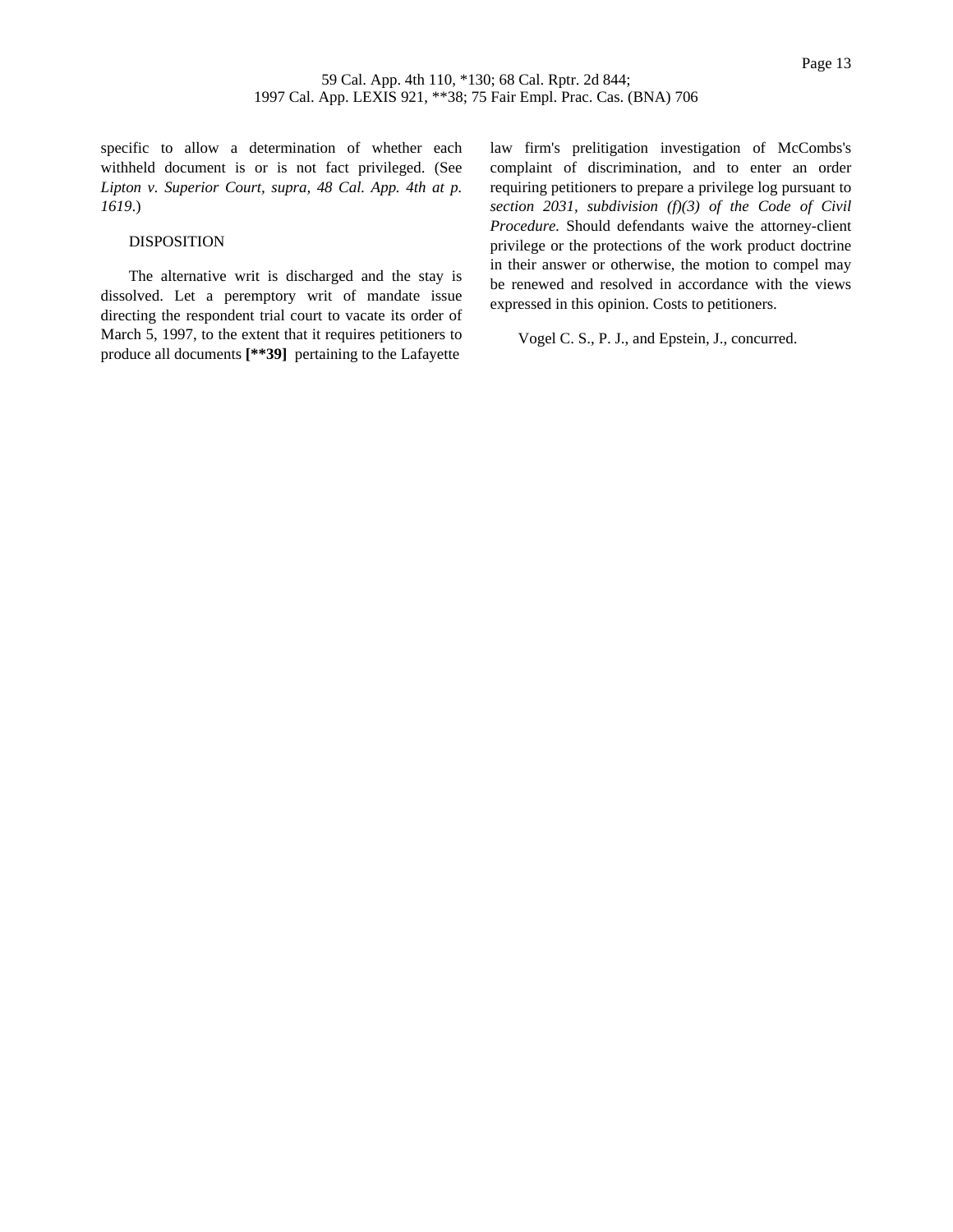specific to allow a determination of whether each withheld document is or is not fact privileged. (See *Lipton v. Superior Court, supra, 48 Cal. App. 4th at p. 1619*.)

DISPOSITION

The alternative writ is discharged and the stay is dissolved. Let a peremptory writ of mandate issue directing the respondent trial court to vacate its order of March 5, 1997, to the extent that it requires petitioners to produce all documents **[**39]** pertaining to the Lafayette law firm's prelitigation investigation of McCombs's complaint of discrimination, and to enter an order requiring petitioners to prepare a privilege log pursuant to *section 2031, subdivision (f)(3) of the Code of Civil Procedure.* Should defendants waive the attorney-client privilege or the protections of the work product doctrine in their answer or otherwise, the motion to compel may be renewed and resolved in accordance with the views expressed in this opinion. Costs to petitioners.

Vogel C. S., P. J., and Epstein, J., concurred.